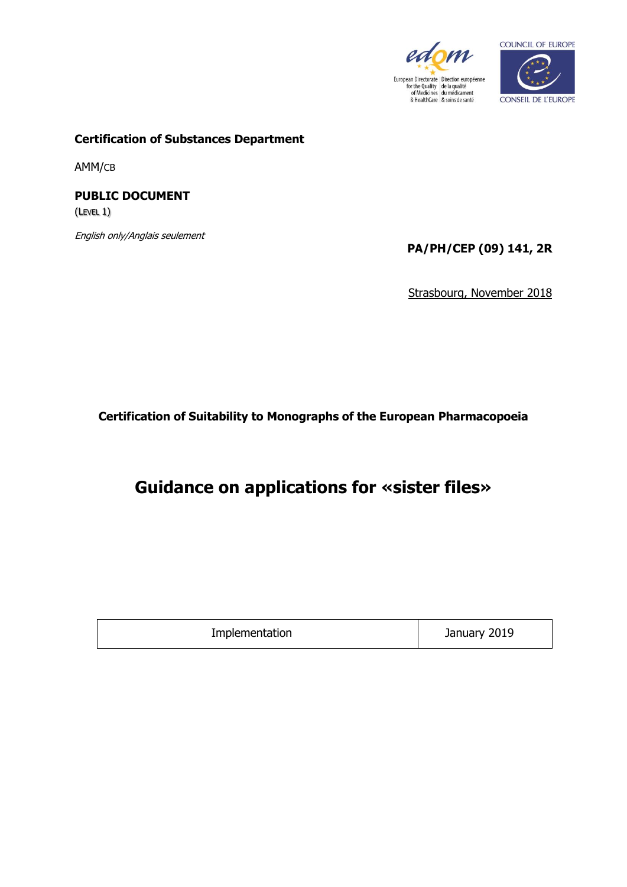**Certification of Substances Department**

AMM/CB

**PUBLIC DOCUMENT**
(LEVEL 1)

*English only/Anglais seulement*

**PA/PH/CEP (09) 141, 2R**

Strasbourg, November 2018

**Certification of Suitability to Monographs of the European Pharmacopoeia**

# Guidance on applications for «sister files»

| Implementation | January 2019 |
|---|---|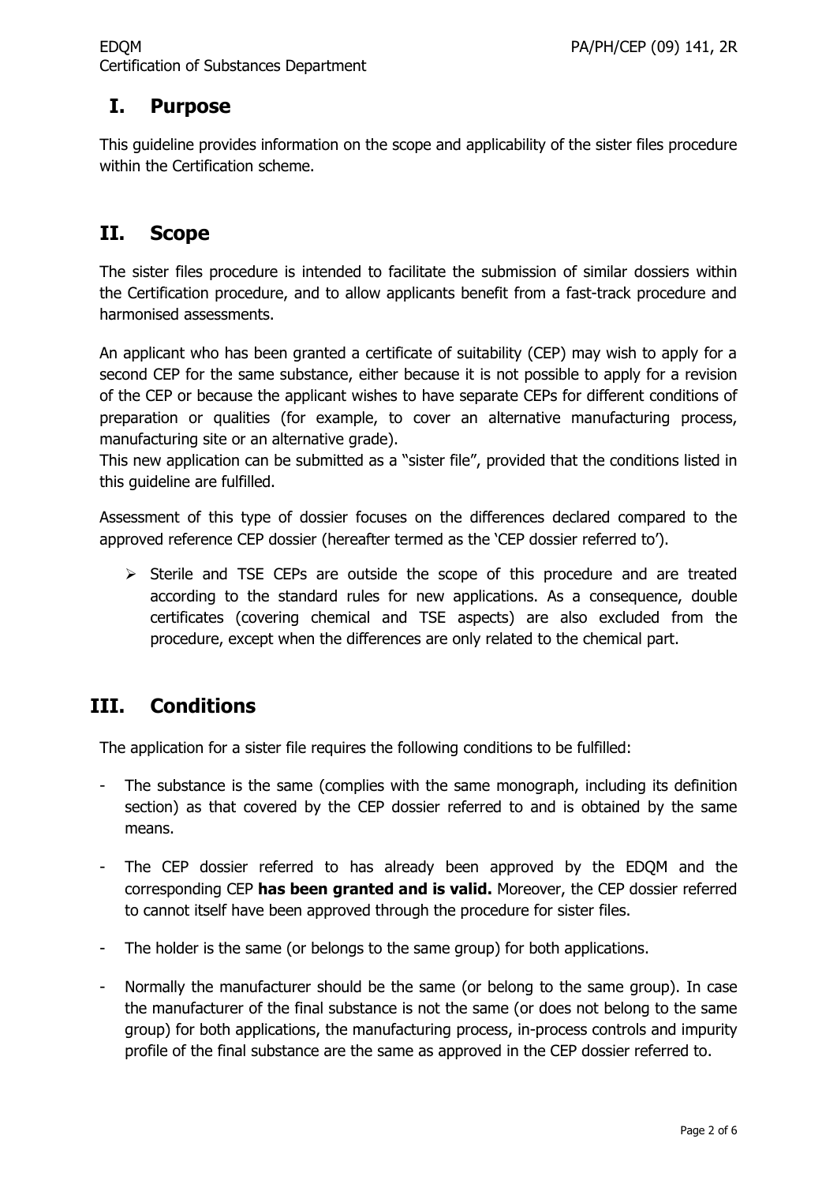## I. Purpose

This guideline provides information on the scope and applicability of the sister files procedure within the Certification scheme.

## II. Scope

The sister files procedure is intended to facilitate the submission of similar dossiers within the Certification procedure, and to allow applicants benefit from a fast-track procedure and harmonised assessments.

An applicant who has been granted a certificate of suitability (CEP) may wish to apply for a second CEP for the same substance, either because it is not possible to apply for a revision of the CEP or because the applicant wishes to have separate CEPs for different conditions of preparation or qualities (for example, to cover an alternative manufacturing process, manufacturing site or an alternative grade).
This new application can be submitted as a "sister file", provided that the conditions listed in this guideline are fulfilled.

Assessment of this type of dossier focuses on the differences declared compared to the approved reference CEP dossier (hereafter termed as the 'CEP dossier referred to').

- Sterile and TSE CEPs are outside the scope of this procedure and are treated according to the standard rules for new applications. As a consequence, double certificates (covering chemical and TSE aspects) are also excluded from the procedure, except when the differences are only related to the chemical part.

## III. Conditions

The application for a sister file requires the following conditions to be fulfilled:

- The substance is the same (complies with the same monograph, including its definition section) as that covered by the CEP dossier referred to and is obtained by the same means.
- The CEP dossier referred to has already been approved by the EDQM and the corresponding CEP **has been granted and is valid.** Moreover, the CEP dossier referred to cannot itself have been approved through the procedure for sister files.
- The holder is the same (or belongs to the same group) for both applications.
- Normally the manufacturer should be the same (or belong to the same group). In case the manufacturer of the final substance is not the same (or does not belong to the same group) for both applications, the manufacturing process, in-process controls and impurity profile of the final substance are the same as approved in the CEP dossier referred to.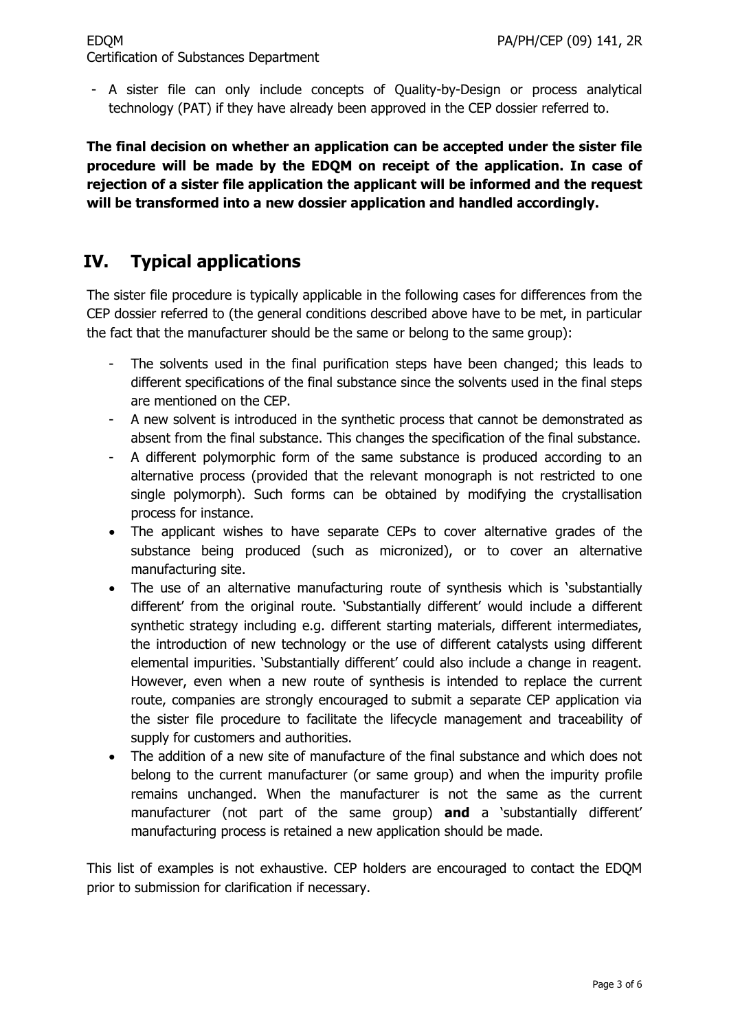- A sister file can only include concepts of Quality-by-Design or process analytical technology (PAT) if they have already been approved in the CEP dossier referred to.

**The final decision on whether an application can be accepted under the sister file procedure will be made by the EDQM on receipt of the application. In case of rejection of a sister file application the applicant will be informed and the request will be transformed into a new dossier application and handled accordingly.**

## IV. Typical applications

The sister file procedure is typically applicable in the following cases for differences from the CEP dossier referred to (the general conditions described above have to be met, in particular the fact that the manufacturer should be the same or belong to the same group):

- The solvents used in the final purification steps have been changed; this leads to different specifications of the final substance since the solvents used in the final steps are mentioned on the CEP.
- A new solvent is introduced in the synthetic process that cannot be demonstrated as absent from the final substance. This changes the specification of the final substance.
- A different polymorphic form of the same substance is produced according to an alternative process (provided that the relevant monograph is not restricted to one single polymorph). Such forms can be obtained by modifying the crystallisation process for instance.
- The applicant wishes to have separate CEPs to cover alternative grades of the substance being produced (such as micronized), or to cover an alternative manufacturing site.
- The use of an alternative manufacturing route of synthesis which is 'substantially different' from the original route. 'Substantially different' would include a different synthetic strategy including e.g. different starting materials, different intermediates, the introduction of new technology or the use of different catalysts using different elemental impurities. 'Substantially different' could also include a change in reagent. However, even when a new route of synthesis is intended to replace the current route, companies are strongly encouraged to submit a separate CEP application via the sister file procedure to facilitate the lifecycle management and traceability of supply for customers and authorities.
- The addition of a new site of manufacture of the final substance and which does not belong to the current manufacturer (or same group) and when the impurity profile remains unchanged. When the manufacturer is not the same as the current manufacturer (not part of the same group) **and** a 'substantially different' manufacturing process is retained a new application should be made.

This list of examples is not exhaustive. CEP holders are encouraged to contact the EDQM prior to submission for clarification if necessary.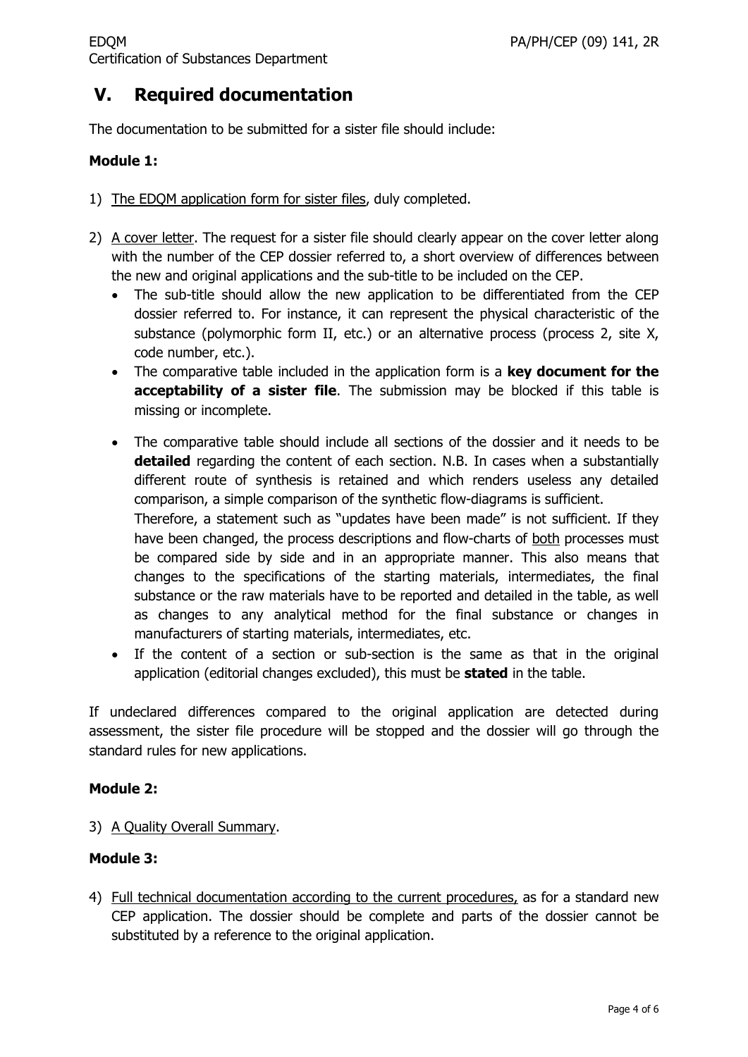## V. Required documentation

The documentation to be submitted for a sister file should include:

**Module 1:**

1) The EDQM application form for sister files, duly completed.

2) A cover letter. The request for a sister file should clearly appear on the cover letter along with the number of the CEP dossier referred to, a short overview of differences between the new and original applications and the sub-title to be included on the CEP.
   - The sub-title should allow the new application to be differentiated from the CEP dossier referred to. For instance, it can represent the physical characteristic of the substance (polymorphic form II, etc.) or an alternative process (process 2, site X, code number, etc.).
   - The comparative table included in the application form is a **key document for the acceptability of a sister file**. The submission may be blocked if this table is missing or incomplete.
   - The comparative table should include all sections of the dossier and it needs to be **detailed** regarding the content of each section. N.B. In cases when a substantially different route of synthesis is retained and which renders useless any detailed comparison, a simple comparison of the synthetic flow-diagrams is sufficient.
     Therefore, a statement such as "updates have been made" is not sufficient. If they have been changed, the process descriptions and flow-charts of both processes must be compared side by side and in an appropriate manner. This also means that changes to the specifications of the starting materials, intermediates, the final substance or the raw materials have to be reported and detailed in the table, as well as changes to any analytical method for the final substance or changes in manufacturers of starting materials, intermediates, etc.
   - If the content of a section or sub-section is the same as that in the original application (editorial changes excluded), this must be **stated** in the table.

If undeclared differences compared to the original application are detected during assessment, the sister file procedure will be stopped and the dossier will go through the standard rules for new applications.

**Module 2:**

3) A Quality Overall Summary.

**Module 3:**

4) Full technical documentation according to the current procedures, as for a standard new CEP application. The dossier should be complete and parts of the dossier cannot be substituted by a reference to the original application.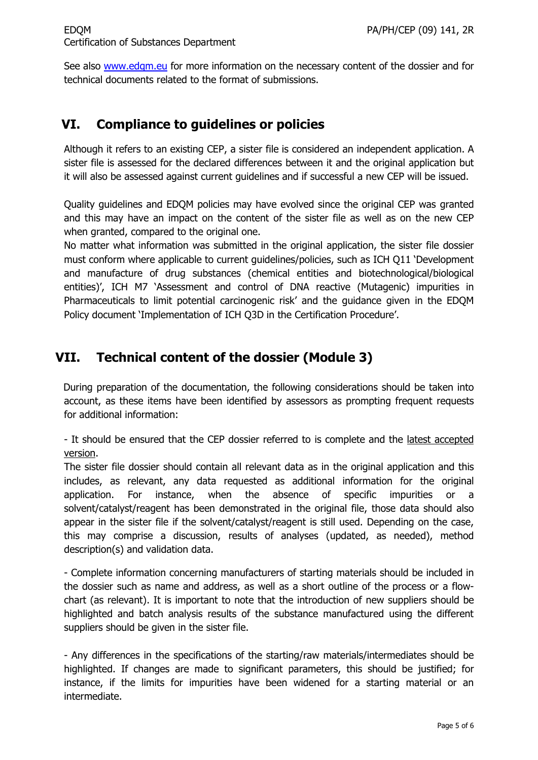See also www.edqm.eu for more information on the necessary content of the dossier and for technical documents related to the format of submissions.

## VI. Compliance to guidelines or policies

Although it refers to an existing CEP, a sister file is considered an independent application. A sister file is assessed for the declared differences between it and the original application but it will also be assessed against current guidelines and if successful a new CEP will be issued.

Quality guidelines and EDQM policies may have evolved since the original CEP was granted and this may have an impact on the content of the sister file as well as on the new CEP when granted, compared to the original one.

No matter what information was submitted in the original application, the sister file dossier must conform where applicable to current guidelines/policies, such as ICH Q11 'Development and manufacture of drug substances (chemical entities and biotechnological/biological entities)', ICH M7 'Assessment and control of DNA reactive (Mutagenic) impurities in Pharmaceuticals to limit potential carcinogenic risk' and the guidance given in the EDQM Policy document 'Implementation of ICH Q3D in the Certification Procedure'.

## VII. Technical content of the dossier (Module 3)

During preparation of the documentation, the following considerations should be taken into account, as these items have been identified by assessors as prompting frequent requests for additional information:

- It should be ensured that the CEP dossier referred to is complete and the latest accepted version.

The sister file dossier should contain all relevant data as in the original application and this includes, as relevant, any data requested as additional information for the original application. For instance, when the absence of specific impurities or a solvent/catalyst/reagent has been demonstrated in the original file, those data should also appear in the sister file if the solvent/catalyst/reagent is still used. Depending on the case, this may comprise a discussion, results of analyses (updated, as needed), method description(s) and validation data.

- Complete information concerning manufacturers of starting materials should be included in the dossier such as name and address, as well as a short outline of the process or a flow-chart (as relevant). It is important to note that the introduction of new suppliers should be highlighted and batch analysis results of the substance manufactured using the different suppliers should be given in the sister file.

- Any differences in the specifications of the starting/raw materials/intermediates should be highlighted. If changes are made to significant parameters, this should be justified; for instance, if the limits for impurities have been widened for a starting material or an intermediate.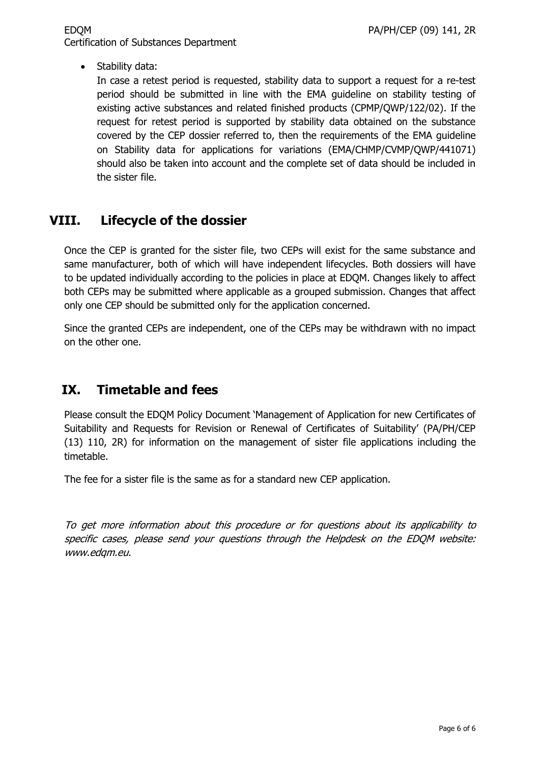- Stability data:

  In case a retest period is requested, stability data to support a request for a re-test period should be submitted in line with the EMA guideline on stability testing of existing active substances and related finished products (CPMP/QWP/122/02). If the request for retest period is supported by stability data obtained on the substance covered by the CEP dossier referred to, then the requirements of the EMA guideline on Stability data for applications for variations (EMA/CHMP/CVMP/QWP/441071) should also be taken into account and the complete set of data should be included in the sister file.

## VIII. Lifecycle of the dossier

Once the CEP is granted for the sister file, two CEPs will exist for the same substance and same manufacturer, both of which will have independent lifecycles. Both dossiers will have to be updated individually according to the policies in place at EDQM. Changes likely to affect both CEPs may be submitted where applicable as a grouped submission. Changes that affect only one CEP should be submitted only for the application concerned.

Since the granted CEPs are independent, one of the CEPs may be withdrawn with no impact on the other one.

## IX. Timetable and fees

Please consult the EDQM Policy Document 'Management of Application for new Certificates of Suitability and Requests for Revision or Renewal of Certificates of Suitability' (PA/PH/CEP (13) 110, 2R) for information on the management of sister file applications including the timetable.

The fee for a sister file is the same as for a standard new CEP application.

*To get more information about this procedure or for questions about its applicability to specific cases, please send your questions through the Helpdesk on the EDQM website: www.edqm.eu.*